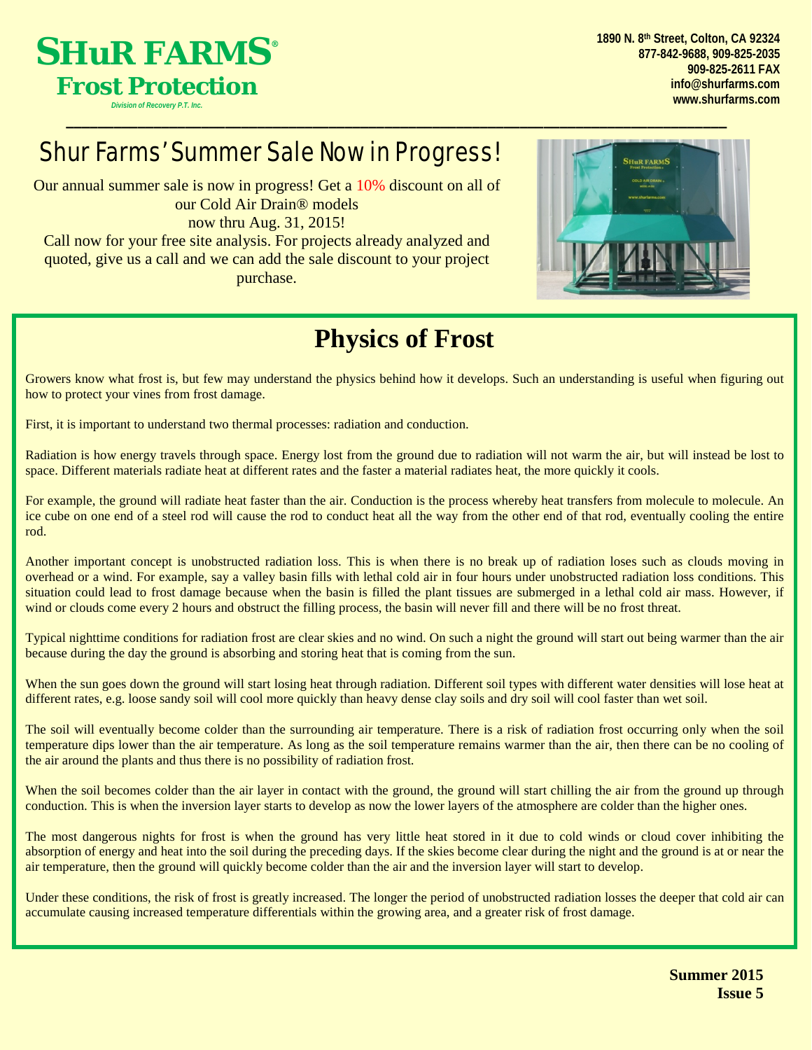# SHuR FARMS®

## Frost Protection

*Division of Recovery P.T. Inc.*

**1890 N. 8th Street, Colton, CA 92324**
**877-842-9688, 909-825-2035**
**909-825-2611 FAX**
**info@shurfarms.com**
**www.shurfarms.com**

## Shur Farms' Summer Sale Now in Progress!

Our annual summer sale is now in progress! Get a 10% discount on all of our Cold Air Drain® models now thru Aug. 31, 2015!

Call now for your free site analysis. For projects already analyzed and quoted, give us a call and we can add the sale discount to your project purchase.

# Physics of Frost

Growers know what frost is, but few may understand the physics behind how it develops. Such an understanding is useful when figuring out how to protect your vines from frost damage.

First, it is important to understand two thermal processes: radiation and conduction.

Radiation is how energy travels through space. Energy lost from the ground due to radiation will not warm the air, but will instead be lost to space. Different materials radiate heat at different rates and the faster a material radiates heat, the more quickly it cools.

For example, the ground will radiate heat faster than the air. Conduction is the process whereby heat transfers from molecule to molecule. An ice cube on one end of a steel rod will cause the rod to conduct heat all the way from the other end of that rod, eventually cooling the entire rod.

Another important concept is unobstructed radiation loss. This is when there is no break up of radiation loses such as clouds moving in overhead or a wind. For example, say a valley basin fills with lethal cold air in four hours under unobstructed radiation loss conditions. This situation could lead to frost damage because when the basin is filled the plant tissues are submerged in a lethal cold air mass. However, if wind or clouds come every 2 hours and obstruct the filling process, the basin will never fill and there will be no frost threat.

Typical nighttime conditions for radiation frost are clear skies and no wind. On such a night the ground will start out being warmer than the air because during the day the ground is absorbing and storing heat that is coming from the sun.

When the sun goes down the ground will start losing heat through radiation. Different soil types with different water densities will lose heat at different rates, e.g. loose sandy soil will cool more quickly than heavy dense clay soils and dry soil will cool faster than wet soil.

The soil will eventually become colder than the surrounding air temperature. There is a risk of radiation frost occurring only when the soil temperature dips lower than the air temperature. As long as the soil temperature remains warmer than the air, then there can be no cooling of the air around the plants and thus there is no possibility of radiation frost.

When the soil becomes colder than the air layer in contact with the ground, the ground will start chilling the air from the ground up through conduction. This is when the inversion layer starts to develop as now the lower layers of the atmosphere are colder than the higher ones.

The most dangerous nights for frost is when the ground has very little heat stored in it due to cold winds or cloud cover inhibiting the absorption of energy and heat into the soil during the preceding days. If the skies become clear during the night and the ground is at or near the air temperature, then the ground will quickly become colder than the air and the inversion layer will start to develop.

Under these conditions, the risk of frost is greatly increased. The longer the period of unobstructed radiation losses the deeper that cold air can accumulate causing increased temperature differentials within the growing area, and a greater risk of frost damage.

**Summer 2015**
**Issue 5**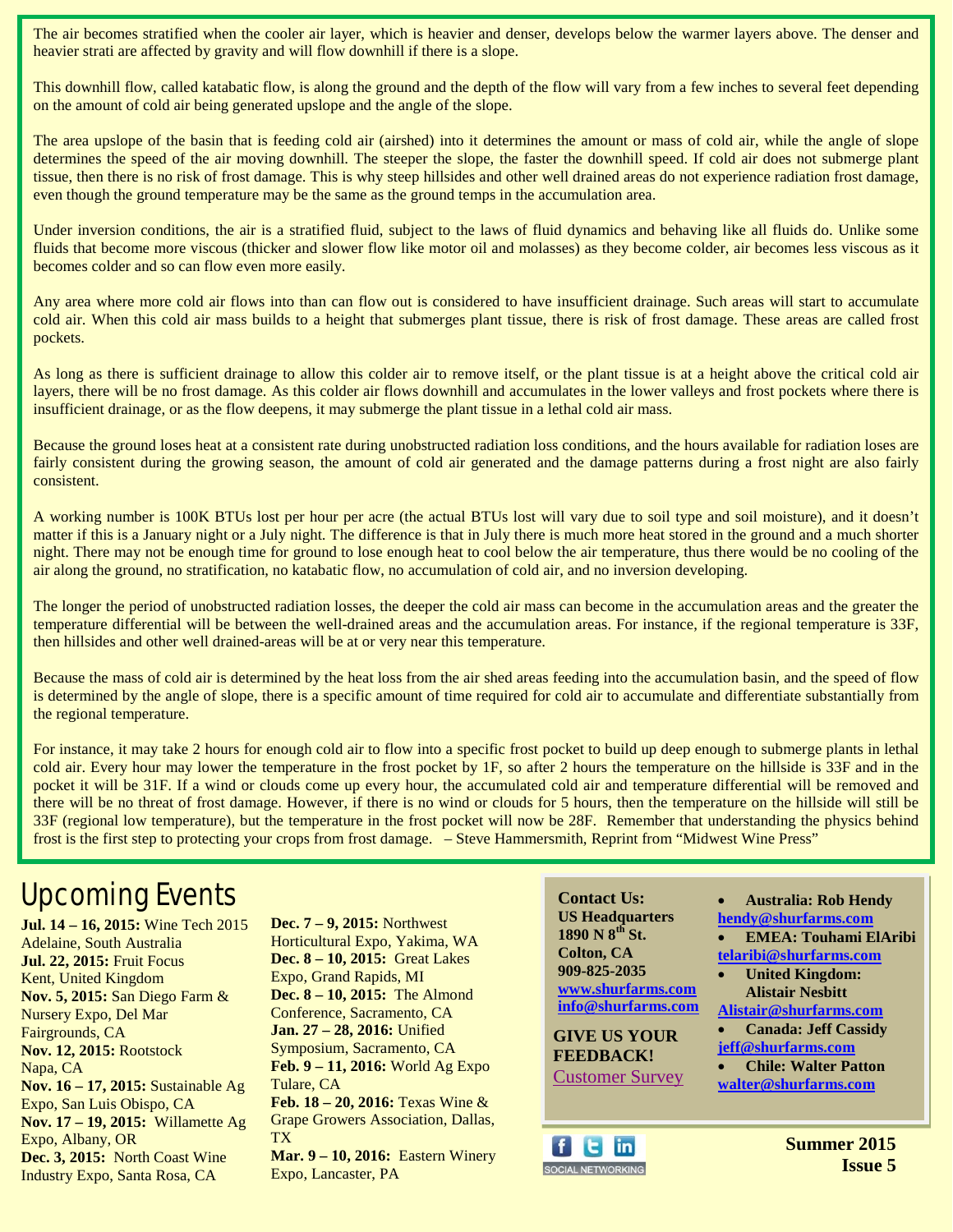The air becomes stratified when the cooler air layer, which is heavier and denser, develops below the warmer layers above. The denser and heavier strati are affected by gravity and will flow downhill if there is a slope.

This downhill flow, called katabatic flow, is along the ground and the depth of the flow will vary from a few inches to several feet depending on the amount of cold air being generated upslope and the angle of the slope.

The area upslope of the basin that is feeding cold air (airshed) into it determines the amount or mass of cold air, while the angle of slope determines the speed of the air moving downhill. The steeper the slope, the faster the downhill speed. If cold air does not submerge plant tissue, then there is no risk of frost damage. This is why steep hillsides and other well drained areas do not experience radiation frost damage, even though the ground temperature may be the same as the ground temps in the accumulation area.

Under inversion conditions, the air is a stratified fluid, subject to the laws of fluid dynamics and behaving like all fluids do. Unlike some fluids that become more viscous (thicker and slower flow like motor oil and molasses) as they become colder, air becomes less viscous as it becomes colder and so can flow even more easily.

Any area where more cold air flows into than can flow out is considered to have insufficient drainage. Such areas will start to accumulate cold air. When this cold air mass builds to a height that submerges plant tissue, there is risk of frost damage. These areas are called frost pockets.

As long as there is sufficient drainage to allow this colder air to remove itself, or the plant tissue is at a height above the critical cold air layers, there will be no frost damage. As this colder air flows downhill and accumulates in the lower valleys and frost pockets where there is insufficient drainage, or as the flow deepens, it may submerge the plant tissue in a lethal cold air mass.

Because the ground loses heat at a consistent rate during unobstructed radiation loss conditions, and the hours available for radiation loses are fairly consistent during the growing season, the amount of cold air generated and the damage patterns during a frost night are also fairly consistent.

A working number is 100K BTUs lost per hour per acre (the actual BTUs lost will vary due to soil type and soil moisture), and it doesn't matter if this is a January night or a July night. The difference is that in July there is much more heat stored in the ground and a much shorter night. There may not be enough time for ground to lose enough heat to cool below the air temperature, thus there would be no cooling of the air along the ground, no stratification, no katabatic flow, no accumulation of cold air, and no inversion developing.

The longer the period of unobstructed radiation losses, the deeper the cold air mass can become in the accumulation areas and the greater the temperature differential will be between the well-drained areas and the accumulation areas. For instance, if the regional temperature is 33F, then hillsides and other well drained-areas will be at or very near this temperature.

Because the mass of cold air is determined by the heat loss from the air shed areas feeding into the accumulation basin, and the speed of flow is determined by the angle of slope, there is a specific amount of time required for cold air to accumulate and differentiate substantially from the regional temperature.

For instance, it may take 2 hours for enough cold air to flow into a specific frost pocket to build up deep enough to submerge plants in lethal cold air. Every hour may lower the temperature in the frost pocket by 1F, so after 2 hours the temperature on the hillside is 33F and in the pocket it will be 31F. If a wind or clouds come up every hour, the accumulated cold air and temperature differential will be removed and there will be no threat of frost damage. However, if there is no wind or clouds for 5 hours, then the temperature on the hillside will still be 33F (regional low temperature), but the temperature in the frost pocket will now be 28F. Remember that understanding the physics behind frost is the first step to protecting your crops from frost damage. – Steve Hammersmith, Reprint from "Midwest Wine Press"

# Upcoming Events

**Jul. 14 – 16, 2015:** Wine Tech 2015 Adelaine, South Australia
**Jul. 22, 2015:** Fruit Focus Kent, United Kingdom
**Nov. 5, 2015:** San Diego Farm & Nursery Expo, Del Mar Fairgrounds, CA
**Nov. 12, 2015:** Rootstock Napa, CA
**Nov. 16 – 17, 2015:** Sustainable Ag Expo, San Luis Obispo, CA
**Nov. 17 – 19, 2015:** Willamette Ag Expo, Albany, OR
**Dec. 3, 2015:** North Coast Wine Industry Expo, Santa Rosa, CA
**Dec. 7 – 9, 2015:** Northwest Horticultural Expo, Yakima, WA
**Dec. 8 – 10, 2015:** Great Lakes Expo, Grand Rapids, MI
**Dec. 8 – 10, 2015:** The Almond Conference, Sacramento, CA
**Jan. 27 – 28, 2016:** Unified Symposium, Sacramento, CA
**Feb. 9 – 11, 2016:** World Ag Expo Tulare, CA
**Feb. 18 – 20, 2016:** Texas Wine & Grape Growers Association, Dallas, TX
**Mar. 9 – 10, 2016:** Eastern Winery Expo, Lancaster, PA

**Contact Us:**
**US Headquarters**
**1890 N 8th St.**
**Colton, CA**
**909-825-2035**
**www.shurfarms.com**
**info@shurfarms.com**

**GIVE US YOUR FEEDBACK!**
Customer Survey

- **Australia: Rob Hendy** hendy@shurfarms.com
- **EMEA: Touhami ElAribi** telaribi@shurfarms.com
- **United Kingdom: Alistair Nesbitt** Alistair@shurfarms.com
- **Canada: Jeff Cassidy** jeff@shurfarms.com
- **Chile: Walter Patton** walter@shurfarms.com

SOCIAL NETWORKING

**Summer 2015**
**Issue 5**